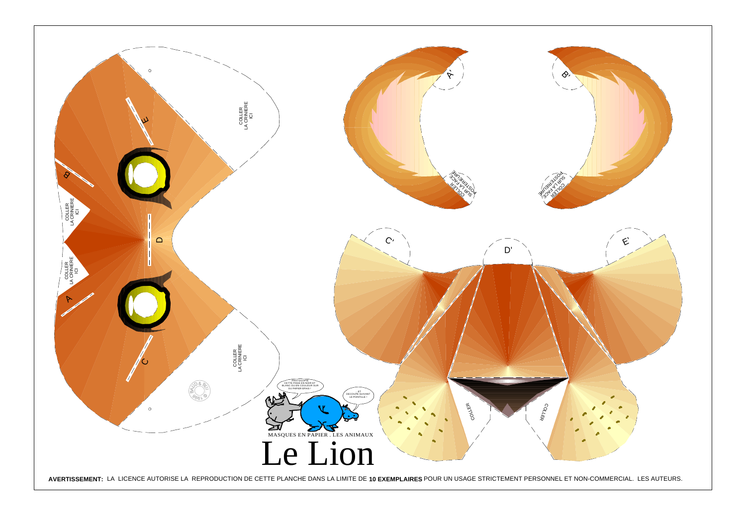COLLER LA CRINIERE ICI

COLLER LA CRINIERE ICI

COLLER LA CRINIERE ICI

COLLER LA CRINIERE ICI

A

B

C

D

E

A'

B'

C'

D'

E'

COLLER SUR LA FACE POSTERIEURE

COLLER SUR LA FACE POSTERIEURE

COLLER

COLLER

PHOTOCOPIE CETTE PAGE EN NOIR ET BLANC OU EN COULEUR SUR DU PAPIER EPAIS !

...ET DECOUPE SUIVANT LE POINTILLE !

MASQUES EN PAPIER . LES ANIMAUX

# Le Lion

**AVERTISSEMENT:** LA LICENCE AUTORISE LA REPRODUCTION DE CETTE PLANCHE DANS LA LIMITE DE **10 EXEMPLAIRES** POUR UN USAGE STRICTEMENT PERSONNEL ET NON-COMMERCIAL. LES AUTEURS.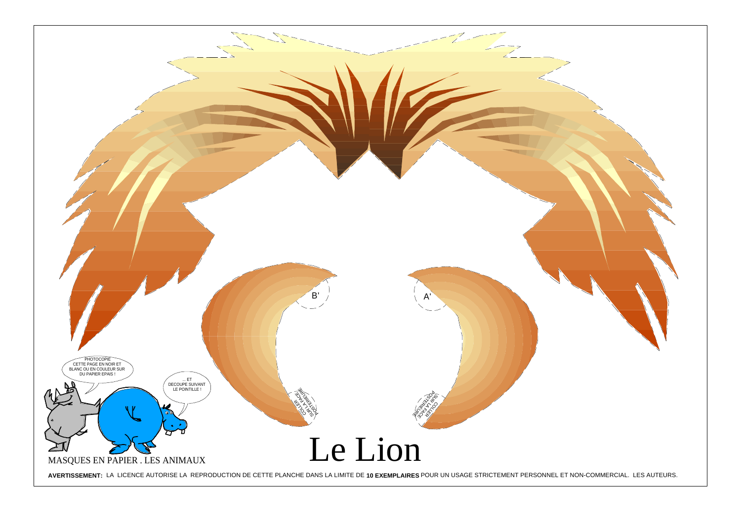B'

A'

COLLER SUR LA FACE POSTERIEURE

COLLER SUR LA FACE POSTERIEURE

PHOTOCOPIE CETTE PAGE EN NOIR ET BLANC OU EN COULEUR SUR DU PAPIER EPAIS !

... ET DECOUPE SUIVANT LE POINTILLE !

MASQUES EN PAPIER . LES ANIMAUX

# Le Lion

**AVERTISSEMENT:** LA LICENCE AUTORISE LA REPRODUCTION DE CETTE PLANCHE DANS LA LIMITE DE **10 EXEMPLAIRES** POUR UN USAGE STRICTEMENT PERSONNEL ET NON-COMMERCIAL. LES AUTEURS.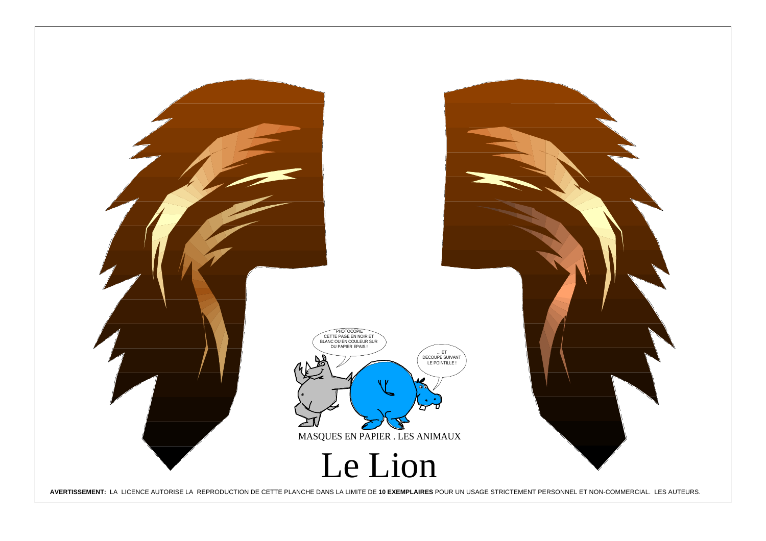PHOTOCOPIE CETTE PAGE EN NOIR ET BLANC OU EN COULEUR SUR DU PAPIER EPAIS !

... ET DECOUPE SUIVANT LE POINTILLE !

MASQUES EN PAPIER . LES ANIMAUX

# Le Lion

**AVERTISSEMENT:** LA LICENCE AUTORISE LA REPRODUCTION DE CETTE PLANCHE DANS LA LIMITE DE **10 EXEMPLAIRES** POUR UN USAGE STRICTEMENT PERSONNEL ET NON-COMMERCIAL. LES AUTEURS.